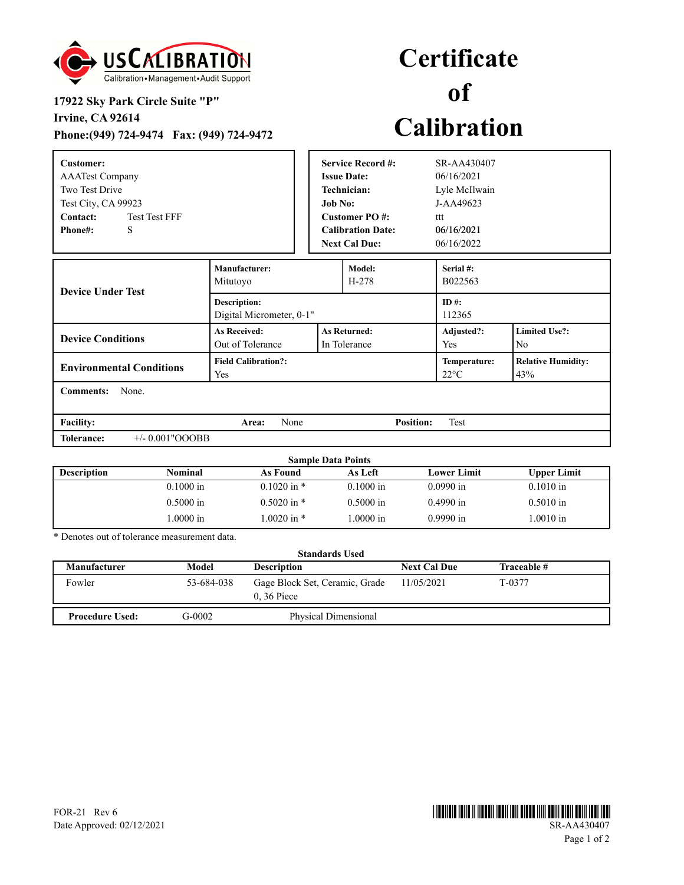US CALIBRATION
Calibration • Management • Audit Support

**17922 Sky Park Circle Suite "P"**
**Irvine, CA 92614**
**Phone:(949) 724-9474 Fax: (949) 724-9472**

# Certificate of Calibration

**Customer:**
AAATest Company
Two Test Drive
Test City, CA 99923
**Contact:** Test Test FFF
**Phone#:** S

| | |
|---|---|
| **Service Record #:** | SR-AA430407 |
| **Issue Date:** | 06/16/2021 |
| **Technician:** | Lyle McIlwain |
| **Job No:** | J-AA49623 |
| **Customer PO #:** | ttt |
| **Calibration Date:** | 06/16/2021 |
| **Next Cal Due:** | 06/16/2022 |

| | | | | |
|---|---|---|---|---|
| **Device Under Test** | **Manufacturer:** Mitutoyo | **Model:** H-278 | **Serial #:** B022563 | |
| | **Description:** Digital Micrometer, 0-1" | | **ID #:** 112365 | |
| **Device Conditions** | **As Received:** Out of Tolerance | **As Returned:** In Tolerance | **Adjusted?:** Yes | **Limited Use?:** No |
| **Environmental Conditions** | **Field Calibration?:** Yes | | **Temperature:** 22°C | **Relative Humidity:** 43% |

**Comments:** None.

**Facility:** **Area:** None **Position:** Test

**Tolerance:** +/- 0.001"OOOBB

**Sample Data Points**

| Description | Nominal | As Found | As Left | Lower Limit | Upper Limit |
|---|---|---|---|---|---|
| | 0.1000 in | 0.1020 in * | 0.1000 in | 0.0990 in | 0.1010 in |
| | 0.5000 in | 0.5020 in * | 0.5000 in | 0.4990 in | 0.5010 in |
| | 1.0000 in | 1.0020 in * | 1.0000 in | 0.9990 in | 1.0010 in |

* Denotes out of tolerance measurement data.

**Standards Used**

| Manufacturer | Model | Description | Next Cal Due | Traceable # |
|---|---|---|---|---|
| Fowler | 53-684-038 | Gage Block Set, Ceramic, Grade 0, 36 Piece | 11/05/2021 | T-0377 |

| | | |
|---|---|---|
| **Procedure Used:** | G-0002 | Physical Dimensional |

FOR-21 Rev 6
Date Approved: 02/12/2021

SR-AA430407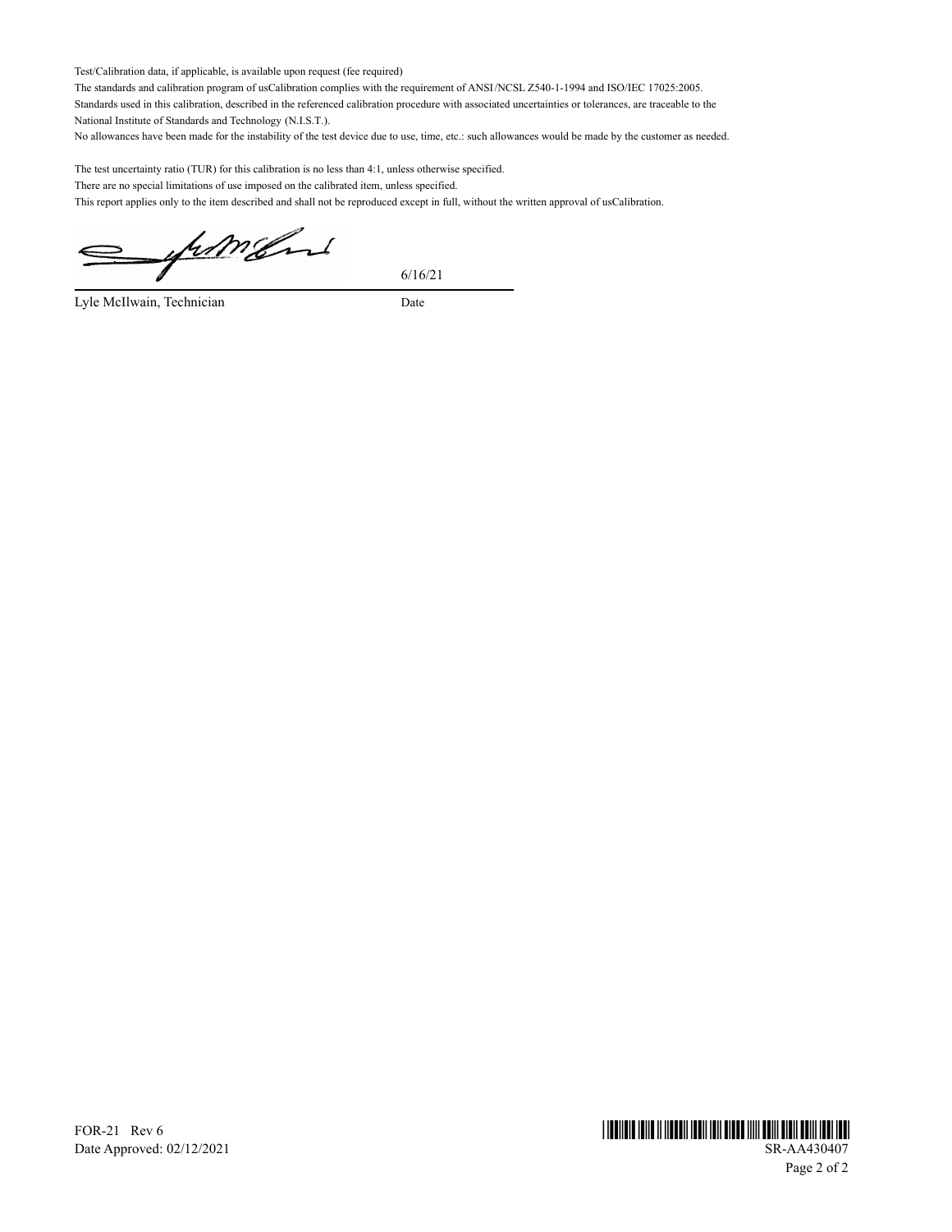Test/Calibration data, if applicable, is available upon request (fee required)

The standards and calibration program of usCalibration complies with the requirement of ANSI/NCSL Z540-1-1994 and ISO/IEC 17025:2005.

Standards used in this calibration, described in the referenced calibration procedure with associated uncertainties or tolerances, are traceable to the National Institute of Standards and Technology (N.I.S.T.).

No allowances have been made for the instability of the test device due to use, time, etc.: such allowances would be made by the customer as needed.

The test uncertainty ratio (TUR) for this calibration is no less than 4:1, unless otherwise specified.

There are no special limitations of use imposed on the calibrated item, unless specified.

This report applies only to the item described and shall not be reproduced except in full, without the written approval of usCalibration.

6/16/21

Lyle McIlwain, Technician | Date

FOR-21 Rev 6
Date Approved: 02/12/2021

SR-AA430407